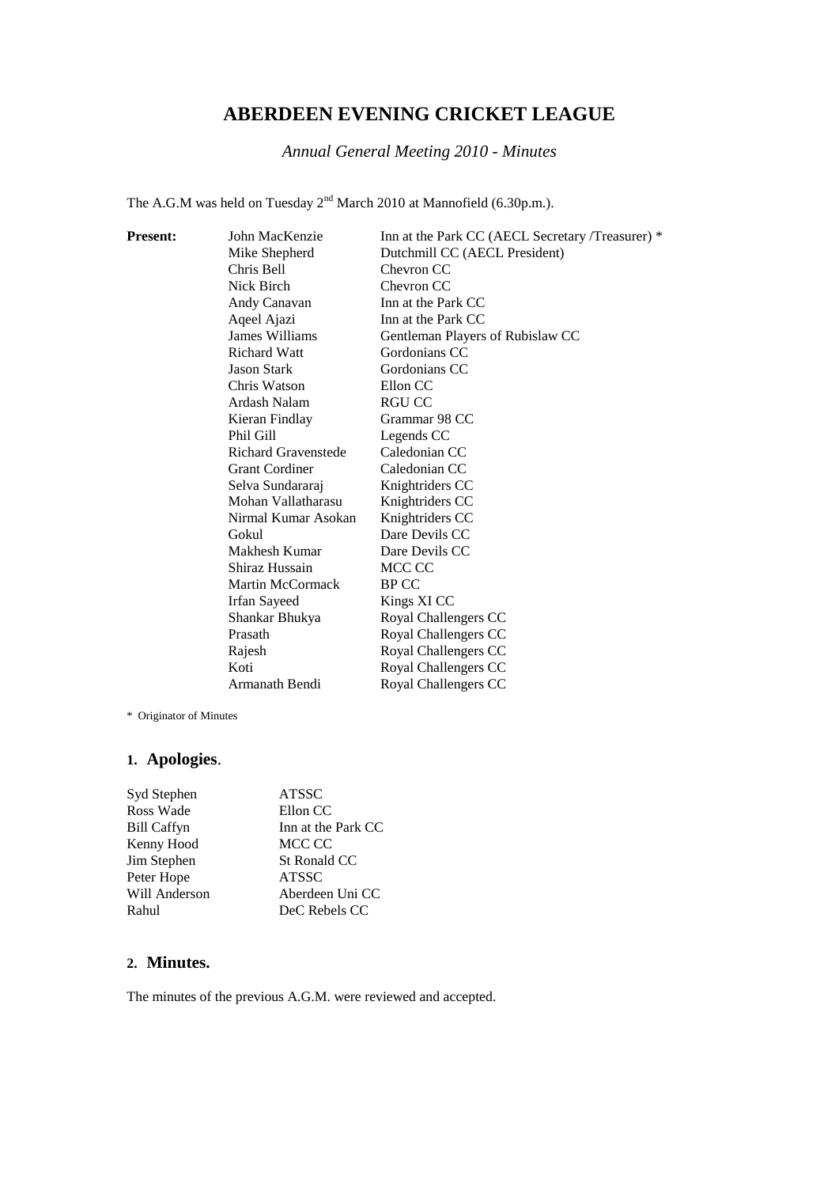# ABERDEEN EVENING CRICKET LEAGUE

*Annual General Meeting 2010 - Minutes*

The A.G.M was held on Tuesday 2nd March 2010 at Mannofield (6.30p.m.).

| **Present:** | | |
|---|---|---|
| | John MacKenzie | Inn at the Park CC (AECL Secretary /Treasurer) * |
| | Mike Shepherd | Dutchmill CC (AECL President) |
| | Chris Bell | Chevron CC |
| | Nick Birch | Chevron CC |
| | Andy Canavan | Inn at the Park CC |
| | Aqeel Ajazi | Inn at the Park CC |
| | James Williams | Gentleman Players of Rubislaw CC |
| | Richard Watt | Gordonians CC |
| | Jason Stark | Gordonians CC |
| | Chris Watson | Ellon CC |
| | Ardash Nalam | RGU CC |
| | Kieran Findlay | Grammar 98 CC |
| | Phil Gill | Legends CC |
| | Richard Gravenstede | Caledonian CC |
| | Grant Cordiner | Caledonian CC |
| | Selva Sundararaj | Knightriders CC |
| | Mohan Vallatharasu | Knightriders CC |
| | Nirmal Kumar Asokan | Knightriders CC |
| | Gokul | Dare Devils CC |
| | Makhesh Kumar | Dare Devils CC |
| | Shiraz Hussain | MCC CC |
| | Martin McCormack | BP CC |
| | Irfan Sayeed | Kings XI CC |
| | Shankar Bhukya | Royal Challengers CC |
| | Prasath | Royal Challengers CC |
| | Rajesh | Royal Challengers CC |
| | Koti | Royal Challengers CC |
| | Armanath Bendi | Royal Challengers CC |

\* Originator of Minutes

## 1. Apologies.

| | |
|---|---|
| Syd Stephen | ATSSC |
| Ross Wade | Ellon CC |
| Bill Caffyn | Inn at the Park CC |
| Kenny Hood | MCC CC |
| Jim Stephen | St Ronald CC |
| Peter Hope | ATSSC |
| Will Anderson | Aberdeen Uni CC |
| Rahul | DeC Rebels CC |

## 2. Minutes.

The minutes of the previous A.G.M. were reviewed and accepted.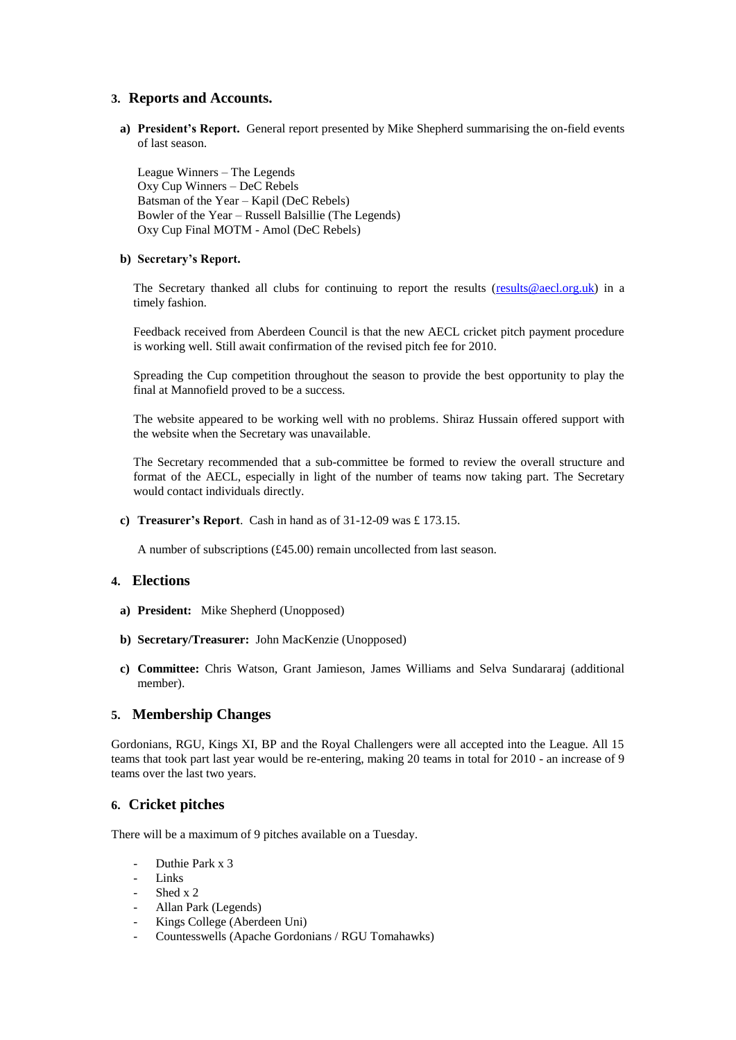## 3. Reports and Accounts.

**a) President's Report.** General report presented by Mike Shepherd summarising the on-field events of last season.

League Winners – The Legends
Oxy Cup Winners – DeC Rebels
Batsman of the Year – Kapil (DeC Rebels)
Bowler of the Year – Russell Balsillie (The Legends)
Oxy Cup Final MOTM - Amol (DeC Rebels)

**b) Secretary's Report.**

The Secretary thanked all clubs for continuing to report the results ([results@aecl.org.uk](mailto:results@aecl.org.uk)) in a timely fashion.

Feedback received from Aberdeen Council is that the new AECL cricket pitch payment procedure is working well. Still await confirmation of the revised pitch fee for 2010.

Spreading the Cup competition throughout the season to provide the best opportunity to play the final at Mannofield proved to be a success.

The website appeared to be working well with no problems. Shiraz Hussain offered support with the website when the Secretary was unavailable.

The Secretary recommended that a sub-committee be formed to review the overall structure and format of the AECL, especially in light of the number of teams now taking part. The Secretary would contact individuals directly.

**c) Treasurer's Report**. Cash in hand as of 31-12-09 was £ 173.15.

A number of subscriptions (£45.00) remain uncollected from last season.

## 4. Elections

**a) President:** Mike Shepherd (Unopposed)

**b) Secretary/Treasurer:** John MacKenzie (Unopposed)

**c) Committee:** Chris Watson, Grant Jamieson, James Williams and Selva Sundararaj (additional member).

## 5. Membership Changes

Gordonians, RGU, Kings XI, BP and the Royal Challengers were all accepted into the League. All 15 teams that took part last year would be re-entering, making 20 teams in total for 2010 - an increase of 9 teams over the last two years.

## 6. Cricket pitches

There will be a maximum of 9 pitches available on a Tuesday.

- Duthie Park x 3
- Links
- Shed x 2
- Allan Park (Legends)
- Kings College (Aberdeen Uni)
- Countesswells (Apache Gordonians / RGU Tomahawks)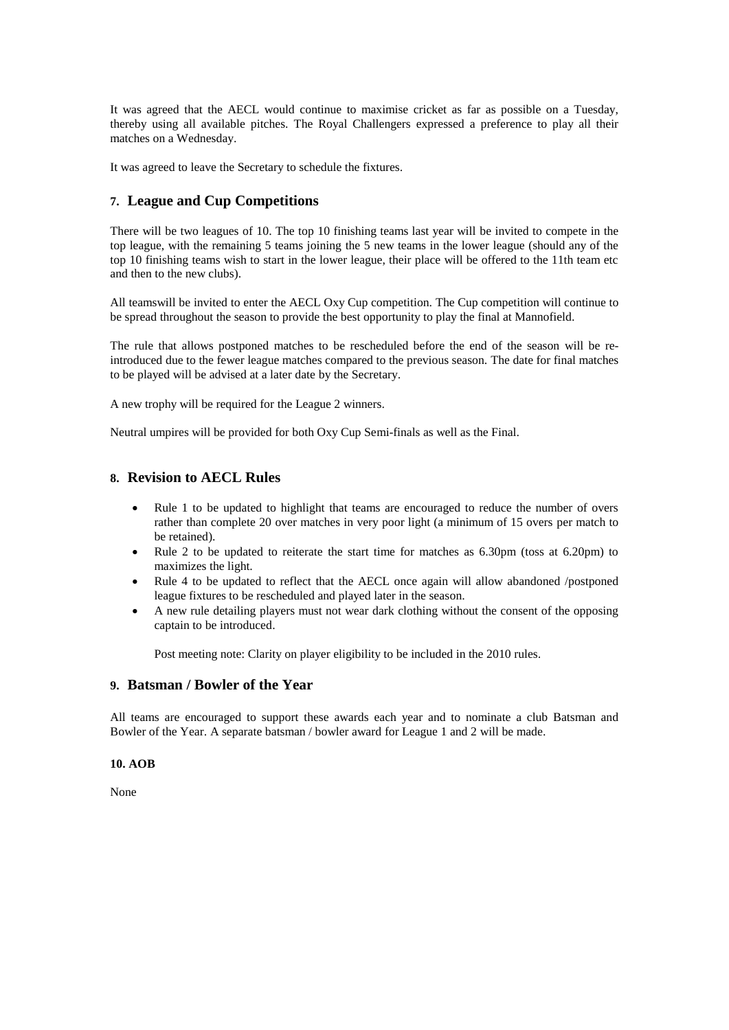It was agreed that the AECL would continue to maximise cricket as far as possible on a Tuesday, thereby using all available pitches. The Royal Challengers expressed a preference to play all their matches on a Wednesday.

It was agreed to leave the Secretary to schedule the fixtures.

## 7. League and Cup Competitions

There will be two leagues of 10. The top 10 finishing teams last year will be invited to compete in the top league, with the remaining 5 teams joining the 5 new teams in the lower league (should any of the top 10 finishing teams wish to start in the lower league, their place will be offered to the 11th team etc and then to the new clubs).

All teamswill be invited to enter the AECL Oxy Cup competition. The Cup competition will continue to be spread throughout the season to provide the best opportunity to play the final at Mannofield.

The rule that allows postponed matches to be rescheduled before the end of the season will be re-introduced due to the fewer league matches compared to the previous season. The date for final matches to be played will be advised at a later date by the Secretary.

A new trophy will be required for the League 2 winners.

Neutral umpires will be provided for both Oxy Cup Semi-finals as well as the Final.

## 8. Revision to AECL Rules

- Rule 1 to be updated to highlight that teams are encouraged to reduce the number of overs rather than complete 20 over matches in very poor light (a minimum of 15 overs per match to be retained).
- Rule 2 to be updated to reiterate the start time for matches as 6.30pm (toss at 6.20pm) to maximizes the light.
- Rule 4 to be updated to reflect that the AECL once again will allow abandoned /postponed league fixtures to be rescheduled and played later in the season.
- A new rule detailing players must not wear dark clothing without the consent of the opposing captain to be introduced.

Post meeting note: Clarity on player eligibility to be included in the 2010 rules.

## 9. Batsman / Bowler of the Year

All teams are encouraged to support these awards each year and to nominate a club Batsman and Bowler of the Year. A separate batsman / bowler award for League 1 and 2 will be made.

**10. AOB**

None